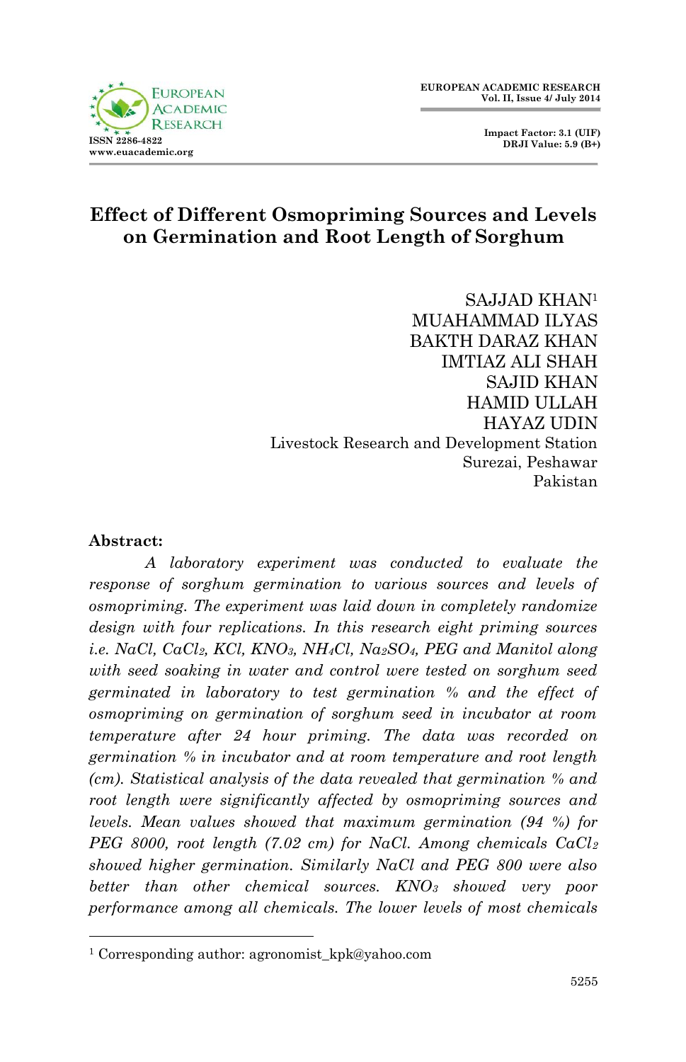# Effect of Different Osmopriming Sources and Levels on Germination and Root Length of Sorghum

SAJJAD KHAN[1]
MUAHAMMAD ILYAS
BAKTH DARAZ KHAN
IMTIAZ ALI SHAH
SAJID KHAN
HAMID ULLAH
HAYAZ UDIN
Livestock Research and Development Station
Surezai, Peshawar
Pakistan

**Abstract:**

*A laboratory experiment was conducted to evaluate the response of sorghum germination to various sources and levels of osmopriming. The experiment was laid down in completely randomize design with four replications. In this research eight priming sources i.e. NaCl, $CaCl_2$, KCl, $KNO_3$, $NH_4Cl$, $Na_2SO_4$, PEG and Manitol along with seed soaking in water and control were tested on sorghum seed germinated in laboratory to test germination % and the effect of osmopriming on germination of sorghum seed in incubator at room temperature after 24 hour priming. The data was recorded on germination % in incubator and at room temperature and root length (cm). Statistical analysis of the data revealed that germination % and root length were significantly affected by osmopriming sources and levels. Mean values showed that maximum germination (94 %) for PEG 8000, root length (7.02 cm) for NaCl. Among chemicals $CaCl_2$ showed higher germination. Similarly NaCl and PEG 800 were also better than other chemical sources. $KNO_3$ showed very poor performance among all chemicals. The lower levels of most chemicals*

[1] Corresponding author: agronomist_kpk@yahoo.com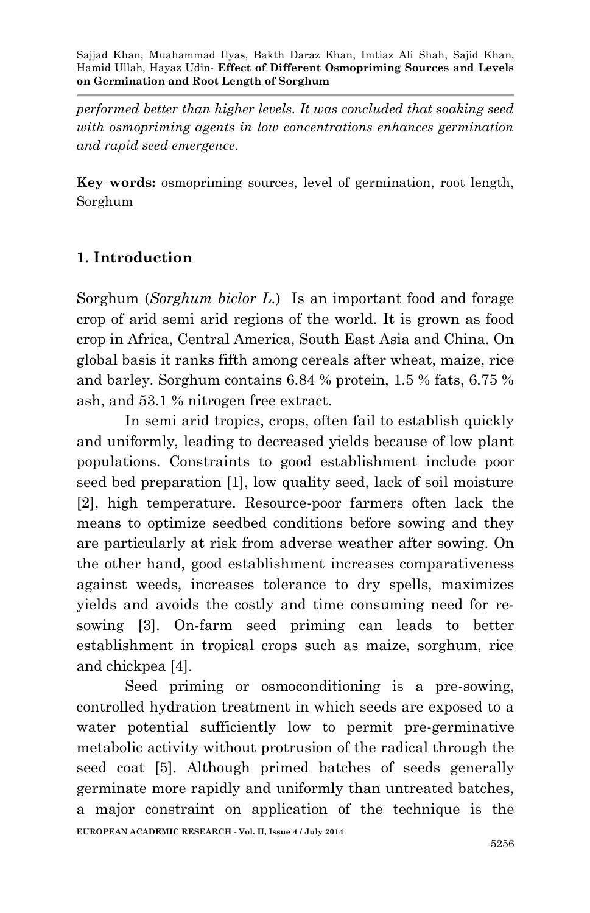*performed better than higher levels. It was concluded that soaking seed with osmopriming agents in low concentrations enhances germination and rapid seed emergence.*

**Key words:** osmopriming sources, level of germination, root length, Sorghum

## 1. Introduction

Sorghum (*Sorghum biclor L.*) Is an important food and forage crop of arid semi arid regions of the world. It is grown as food crop in Africa, Central America, South East Asia and China. On global basis it ranks fifth among cereals after wheat, maize, rice and barley. Sorghum contains 6.84 % protein, 1.5 % fats, 6.75 % ash, and 53.1 % nitrogen free extract.

In semi arid tropics, crops, often fail to establish quickly and uniformly, leading to decreased yields because of low plant populations. Constraints to good establishment include poor seed bed preparation [1], low quality seed, lack of soil moisture [2], high temperature. Resource-poor farmers often lack the means to optimize seedbed conditions before sowing and they are particularly at risk from adverse weather after sowing. On the other hand, good establishment increases comparativeness against weeds, increases tolerance to dry spells, maximizes yields and avoids the costly and time consuming need for re-sowing [3]. On-farm seed priming can leads to better establishment in tropical crops such as maize, sorghum, rice and chickpea [4].

Seed priming or osmoconditioning is a pre-sowing, controlled hydration treatment in which seeds are exposed to a water potential sufficiently low to permit pre-germinative metabolic activity without protrusion of the radical through the seed coat [5]. Although primed batches of seeds generally germinate more rapidly and uniformly than untreated batches, a major constraint on application of the technique is the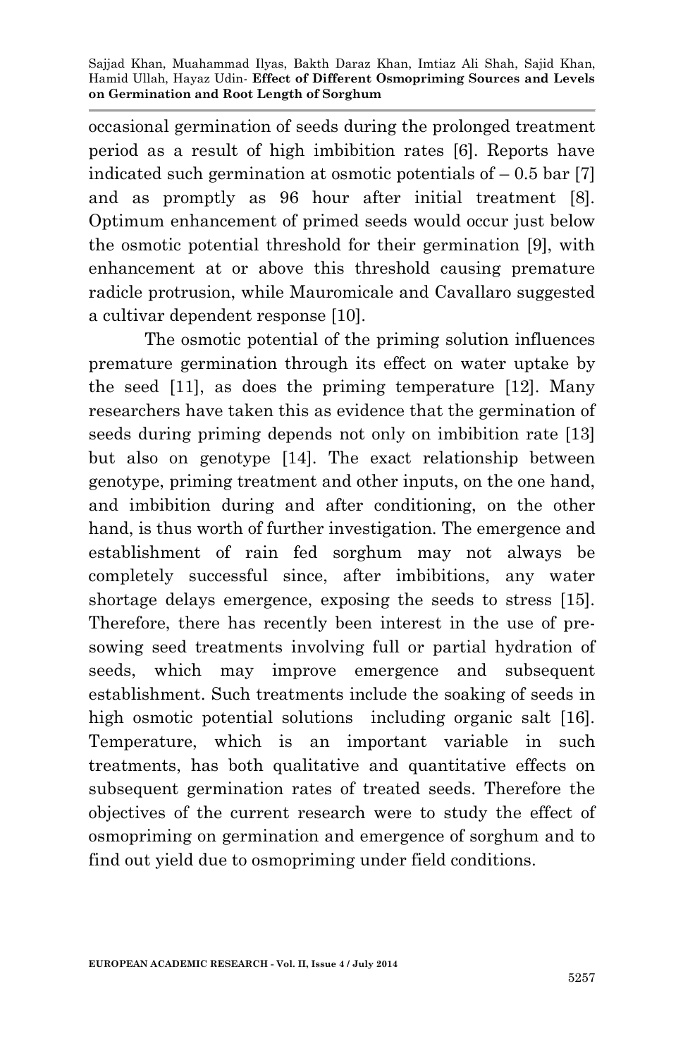occasional germination of seeds during the prolonged treatment period as a result of high imbibition rates [6]. Reports have indicated such germination at osmotic potentials of – 0.5 bar [7] and as promptly as 96 hour after initial treatment [8]. Optimum enhancement of primed seeds would occur just below the osmotic potential threshold for their germination [9], with enhancement at or above this threshold causing premature radicle protrusion, while Mauromicale and Cavallaro suggested a cultivar dependent response [10].

The osmotic potential of the priming solution influences premature germination through its effect on water uptake by the seed [11], as does the priming temperature [12]. Many researchers have taken this as evidence that the germination of seeds during priming depends not only on imbibition rate [13] but also on genotype [14]. The exact relationship between genotype, priming treatment and other inputs, on the one hand, and imbibition during and after conditioning, on the other hand, is thus worth of further investigation. The emergence and establishment of rain fed sorghum may not always be completely successful since, after imbibitions, any water shortage delays emergence, exposing the seeds to stress [15]. Therefore, there has recently been interest in the use of pre-sowing seed treatments involving full or partial hydration of seeds, which may improve emergence and subsequent establishment. Such treatments include the soaking of seeds in high osmotic potential solutions including organic salt [16]. Temperature, which is an important variable in such treatments, has both qualitative and quantitative effects on subsequent germination rates of treated seeds. Therefore the objectives of the current research were to study the effect of osmopriming on germination and emergence of sorghum and to find out yield due to osmopriming under field conditions.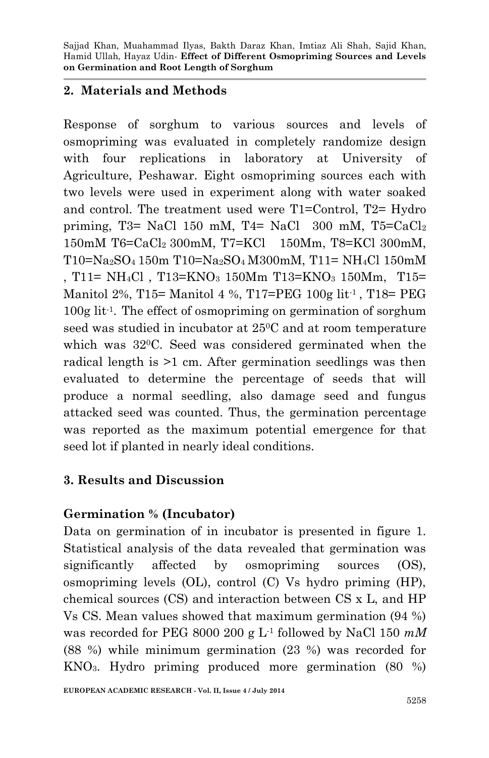## 2. Materials and Methods

Response of sorghum to various sources and levels of osmopriming was evaluated in completely randomize design with four replications in laboratory at University of Agriculture, Peshawar. Eight osmopriming sources each with two levels were used in experiment along with water soaked and control. The treatment used were T1=Control, T2= Hydro priming, T3= NaCl 150 mM, T4= NaCl 300 mM, T5=$CaCl_2$ 150mM T6=$CaCl_2$ 300mM, T7=KCl 150Mm, T8=KCl 300mM, T10=$Na_2SO_4$ 150m T10=$Na_2SO_4$ M300mM, T11= $NH_4Cl$ 150mM , T11= $NH_4Cl$ , T13=$KNO_3$ 150Mm T13=$KNO_3$ 150Mm, T15= Manitol 2%, T15= Manitol 4 %, T17=PEG 100g $lit^{-1}$ , T18= PEG 100g $lit^{-1}$. The effect of osmopriming on germination of sorghum seed was studied in incubator at $25^0$C and at room temperature which was $32^0$C. Seed was considered germinated when the radical length is >1 cm. After germination seedlings was then evaluated to determine the percentage of seeds that will produce a normal seedling, also damage seed and fungus attacked seed was counted. Thus, the germination percentage was reported as the maximum potential emergence for that seed lot if planted in nearly ideal conditions.

## 3. Results and Discussion

### Germination % (Incubator)

Data on germination of in incubator is presented in figure 1. Statistical analysis of the data revealed that germination was significantly affected by osmopriming sources (OS), osmopriming levels (OL), control (C) Vs hydro priming (HP), chemical sources (CS) and interaction between CS x L, and HP Vs CS. Mean values showed that maximum germination (94 %) was recorded for PEG 8000 200 g $L^{-1}$ followed by NaCl 150 *mM* (88 %) while minimum germination (23 %) was recorded for $KNO_3$. Hydro priming produced more germination (80 %)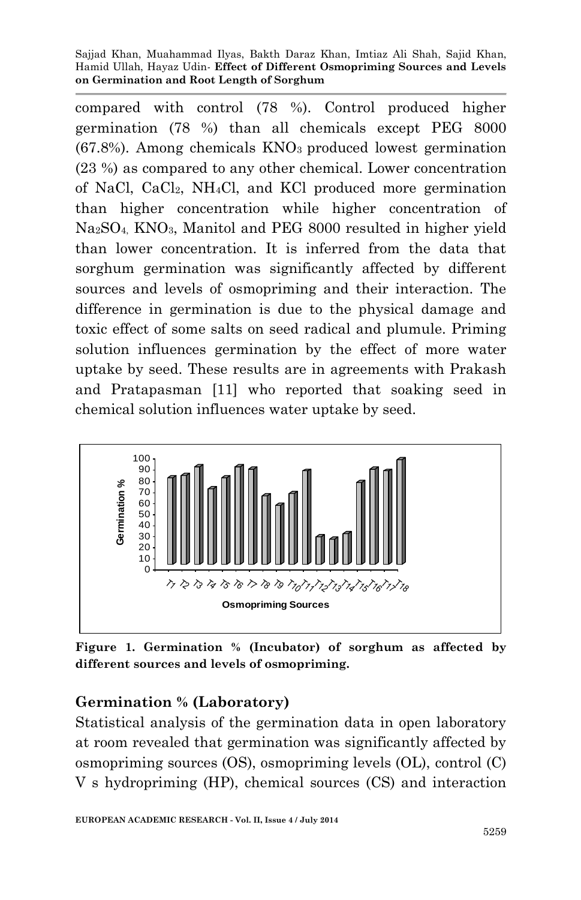compared with control (78 %). Control produced higher germination (78 %) than all chemicals except PEG 8000 (67.8%). Among chemicals $KNO_3$ produced lowest germination (23 %) as compared to any other chemical. Lower concentration of NaCl, $CaCl_2$, $NH_4Cl$, and KCl produced more germination than higher concentration while higher concentration of $Na_2SO_4$, $KNO_3$, Manitol and PEG 8000 resulted in higher yield than lower concentration. It is inferred from the data that sorghum germination was significantly affected by different sources and levels of osmopriming and their interaction. The difference in germination is due to the physical damage and toxic effect of some salts on seed radical and plumule. Priming solution influences germination by the effect of more water uptake by seed. These results are in agreements with Prakash and Pratapasman [11] who reported that soaking seed in chemical solution influences water uptake by seed.

**Figure 1. Germination % (Incubator) of sorghum as affected by different sources and levels of osmopriming.**

## Germination % (Laboratory)

Statistical analysis of the germination data in open laboratory at room revealed that germination was significantly affected by osmopriming sources (OS), osmopriming levels (OL), control (C) V s hydropriming (HP), chemical sources (CS) and interaction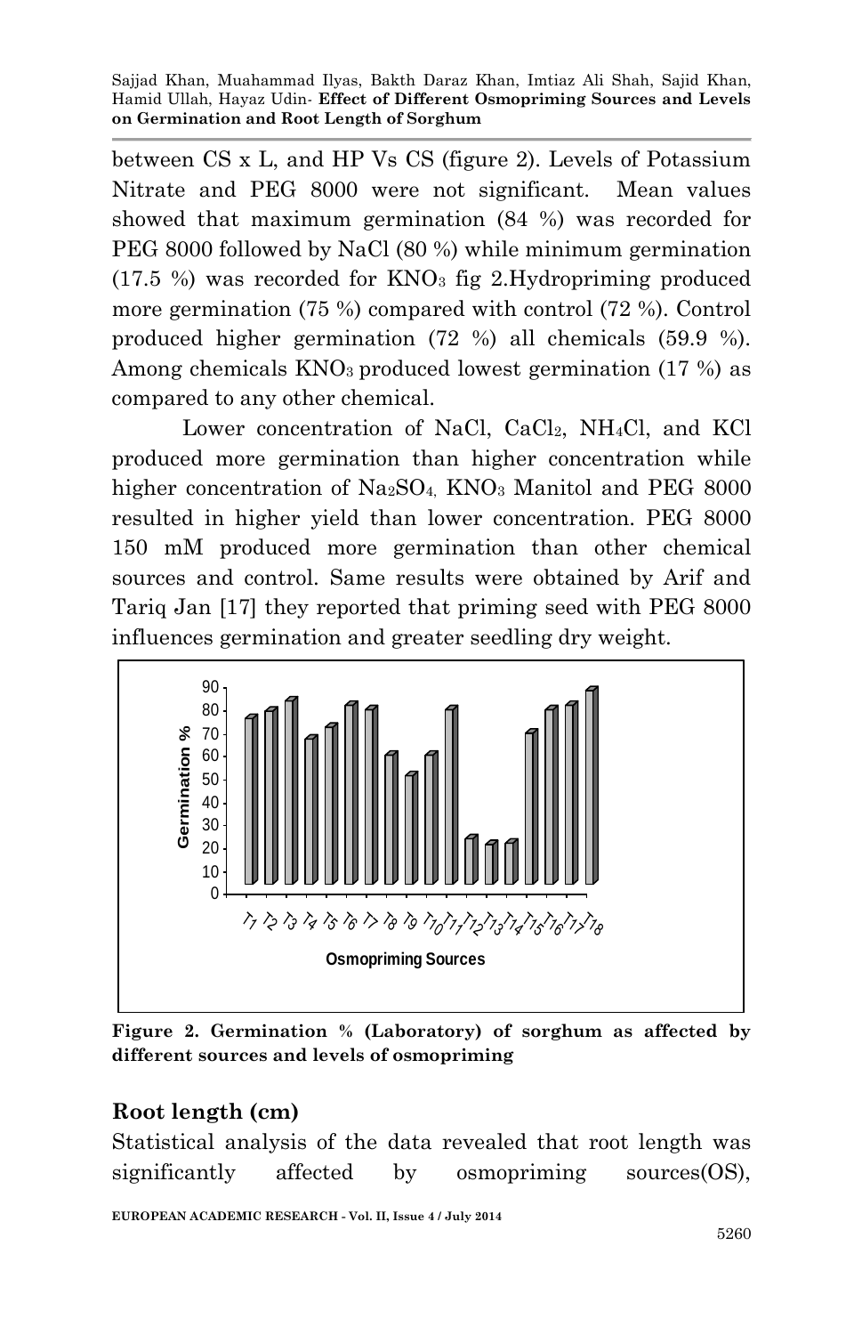between CS x L, and HP Vs CS (figure 2). Levels of Potassium Nitrate and PEG 8000 were not significant. Mean values showed that maximum germination (84 %) was recorded for PEG 8000 followed by NaCl (80 %) while minimum germination (17.5 %) was recorded for $KNO_3$ fig 2.Hydropriming produced more germination (75 %) compared with control (72 %). Control produced higher germination (72 %) all chemicals (59.9 %). Among chemicals $KNO_3$ produced lowest germination (17 %) as compared to any other chemical.

Lower concentration of NaCl, $CaCl_2$, $NH_4Cl$, and KCl produced more germination than higher concentration while higher concentration of $Na_2SO_4$, $KNO_3$ Manitol and PEG 8000 resulted in higher yield than lower concentration. PEG 8000 150 mM produced more germination than other chemical sources and control. Same results were obtained by Arif and Tariq Jan [17] they reported that priming seed with PEG 8000 influences germination and greater seedling dry weight.

**Figure 2. Germination % (Laboratory) of sorghum as affected by different sources and levels of osmopriming**

## Root length (cm)

Statistical analysis of the data revealed that root length was significantly affected by osmopriming sources(OS),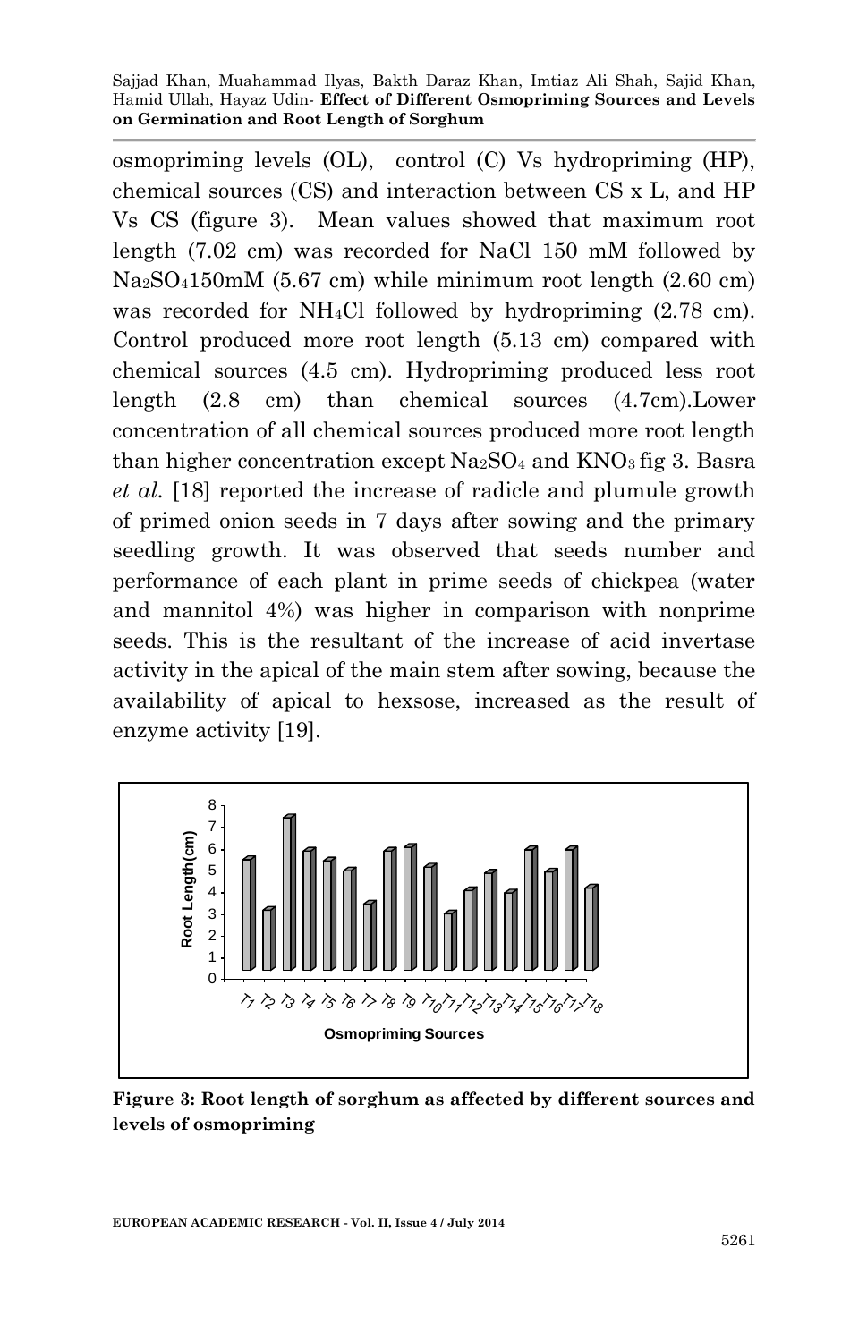osmopriming levels (OL), control (C) Vs hydropriming (HP), chemical sources (CS) and interaction between CS x L, and HP Vs CS (figure 3). Mean values showed that maximum root length (7.02 cm) was recorded for NaCl 150 mM followed by $Na_2SO_4$150mM (5.67 cm) while minimum root length (2.60 cm) was recorded for $NH_4Cl$ followed by hydropriming (2.78 cm). Control produced more root length (5.13 cm) compared with chemical sources (4.5 cm). Hydropriming produced less root length (2.8 cm) than chemical sources (4.7cm).Lower concentration of all chemical sources produced more root length than higher concentration except $Na_2SO_4$ and $KNO_3$ fig 3. Basra *et al.* [18] reported the increase of radicle and plumule growth of primed onion seeds in 7 days after sowing and the primary seedling growth. It was observed that seeds number and performance of each plant in prime seeds of chickpea (water and mannitol 4%) was higher in comparison with nonprime seeds. This is the resultant of the increase of acid invertase activity in the apical of the main stem after sowing, because the availability of apical to hexsose, increased as the result of enzyme activity [19].

**Figure 3: Root length of sorghum as affected by different sources and levels of osmopriming**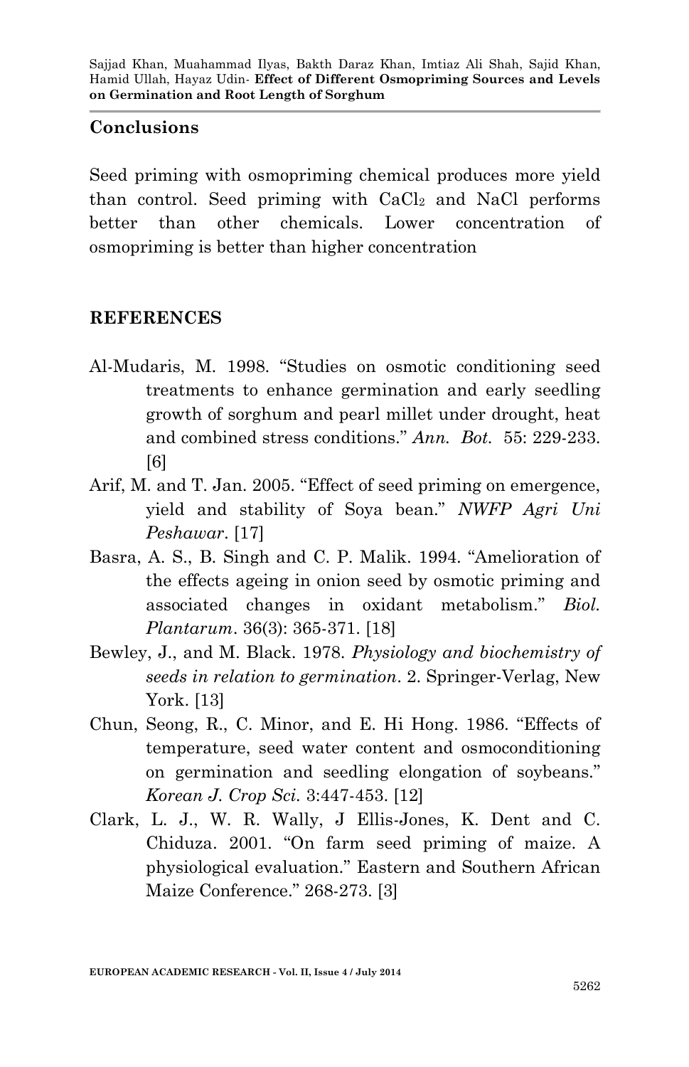## Conclusions

Seed priming with osmopriming chemical produces more yield than control. Seed priming with $CaCl_2$ and NaCl performs better than other chemicals. Lower concentration of osmopriming is better than higher concentration

## REFERENCES

Al-Mudaris, M. 1998. "Studies on osmotic conditioning seed treatments to enhance germination and early seedling growth of sorghum and pearl millet under drought, heat and combined stress conditions." *Ann. Bot.* 55: 229-233. [6]

Arif, M. and T. Jan. 2005. "Effect of seed priming on emergence, yield and stability of Soya bean." *NWFP Agri Uni Peshawar*. [17]

Basra, A. S., B. Singh and C. P. Malik. 1994. "Amelioration of the effects ageing in onion seed by osmotic priming and associated changes in oxidant metabolism." *Biol. Plantarum*. 36(3): 365-371. [18]

Bewley, J., and M. Black. 1978. *Physiology and biochemistry of seeds in relation to germination*. 2. Springer-Verlag, New York. [13]

Chun, Seong, R., C. Minor, and E. Hi Hong. 1986. "Effects of temperature, seed water content and osmoconditioning on germination and seedling elongation of soybeans." *Korean J. Crop Sci.* 3:447-453. [12]

Clark, L. J., W. R. Wally, J Ellis-Jones, K. Dent and C. Chiduza. 2001. "On farm seed priming of maize. A physiological evaluation." Eastern and Southern African Maize Conference." 268-273. [3]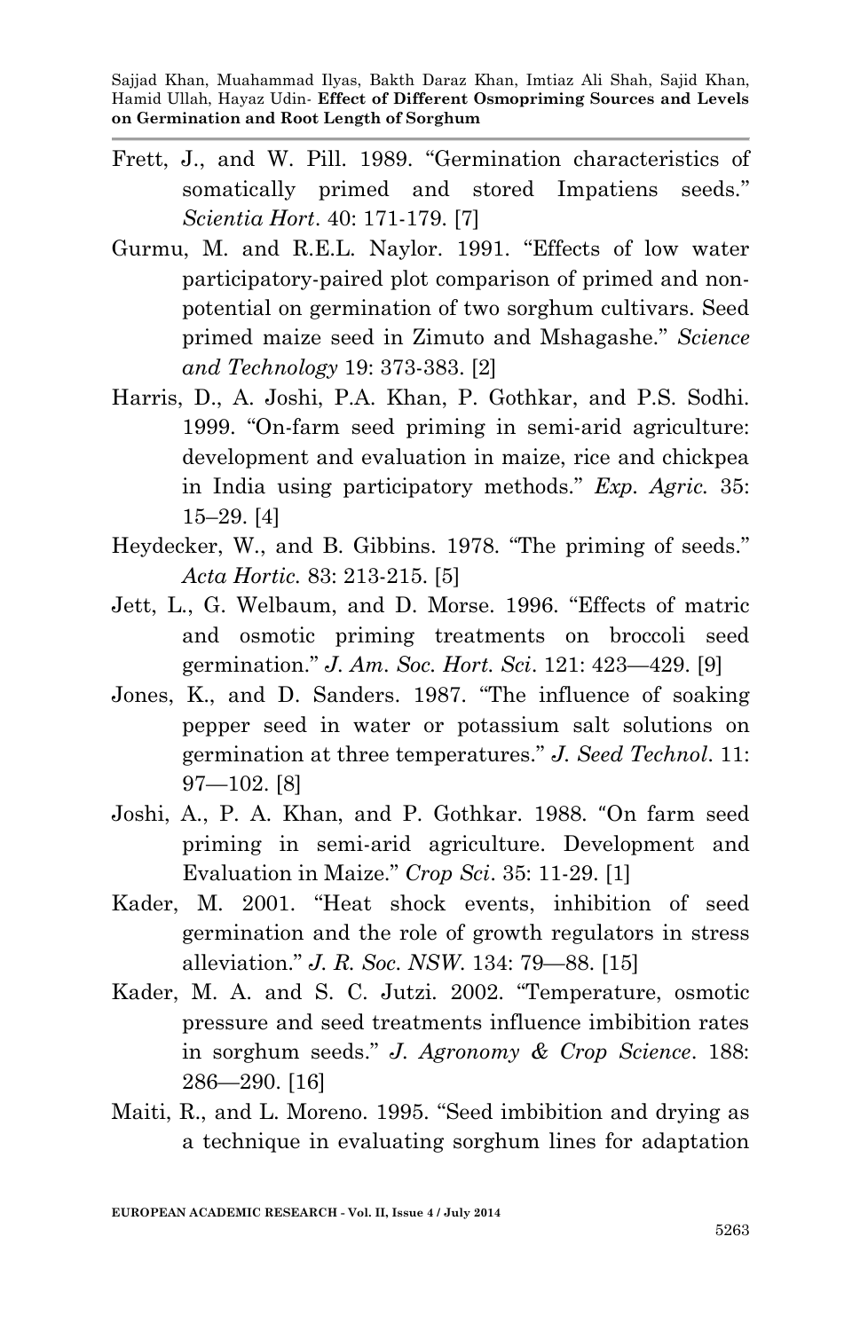Frett, J., and W. Pill. 1989. "Germination characteristics of somatically primed and stored Impatiens seeds." *Scientia Hort*. 40: 171-179. [7]

Gurmu, M. and R.E.L. Naylor. 1991. "Effects of low water participatory-paired plot comparison of primed and non-potential on germination of two sorghum cultivars. Seed primed maize seed in Zimuto and Mshagashe." *Science and Technology* 19: 373-383. [2]

Harris, D., A. Joshi, P.A. Khan, P. Gothkar, and P.S. Sodhi. 1999. "On-farm seed priming in semi-arid agriculture: development and evaluation in maize, rice and chickpea in India using participatory methods." *Exp. Agric.* 35: 15–29. [4]

Heydecker, W., and B. Gibbins. 1978. "The priming of seeds." *Acta Hortic.* 83: 213-215. [5]

Jett, L., G. Welbaum, and D. Morse. 1996. "Effects of matric and osmotic priming treatments on broccoli seed germination." *J. Am. Soc. Hort. Sci*. 121: 423—429. [9]

Jones, K., and D. Sanders. 1987. "The influence of soaking pepper seed in water or potassium salt solutions on germination at three temperatures." *J. Seed Technol*. 11: 97—102. [8]

Joshi, A., P. A. Khan, and P. Gothkar. 1988. "On farm seed priming in semi-arid agriculture. Development and Evaluation in Maize." *Crop Sci*. 35: 11-29. [1]

Kader, M. 2001. "Heat shock events, inhibition of seed germination and the role of growth regulators in stress alleviation." *J. R. Soc. NSW*. 134: 79—88. [15]

Kader, M. A. and S. C. Jutzi. 2002. "Temperature, osmotic pressure and seed treatments influence imbibition rates in sorghum seeds." *J. Agronomy & Crop Science*. 188: 286—290. [16]

Maiti, R., and L. Moreno. 1995. "Seed imbibition and drying as a technique in evaluating sorghum lines for adaptation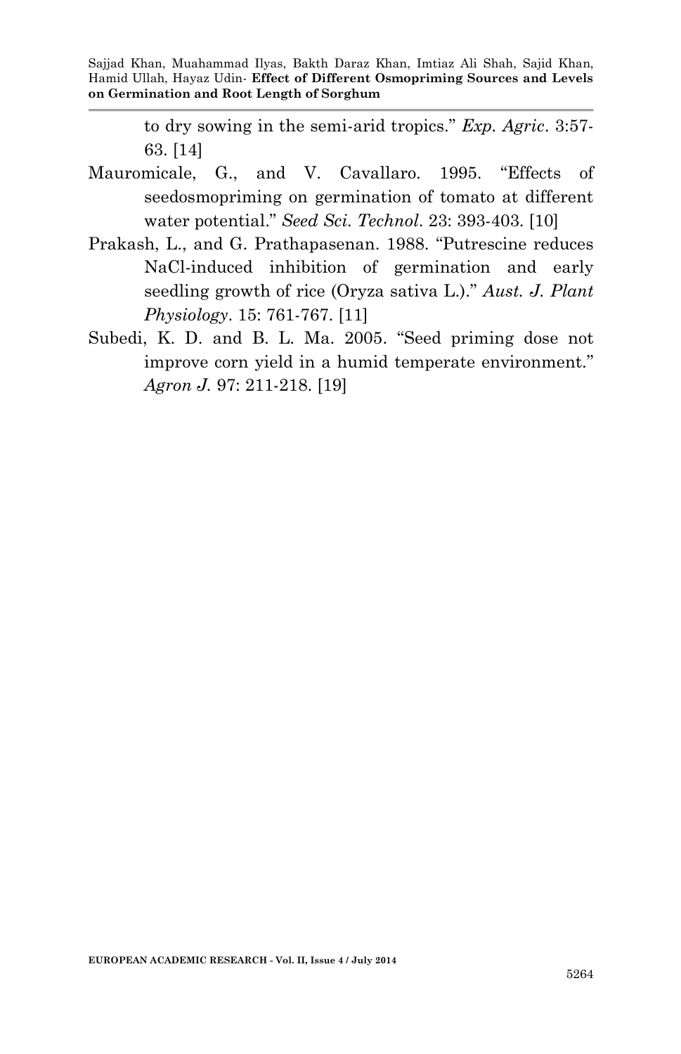to dry sowing in the semi-arid tropics." *Exp. Agric*. 3:57-63. [14]

Mauromicale, G., and V. Cavallaro. 1995. "Effects of seedosmopriming on germination of tomato at different water potential." *Seed Sci. Technol*. 23: 393-403. [10]

Prakash, L., and G. Prathapasenan. 1988. "Putrescine reduces NaCl-induced inhibition of germination and early seedling growth of rice (Oryza sativa L.)." *Aust. J. Plant Physiology*. 15: 761-767. [11]

Subedi, K. D. and B. L. Ma. 2005. "Seed priming dose not improve corn yield in a humid temperate environment." *Agron J.* 97: 211-218. [19]